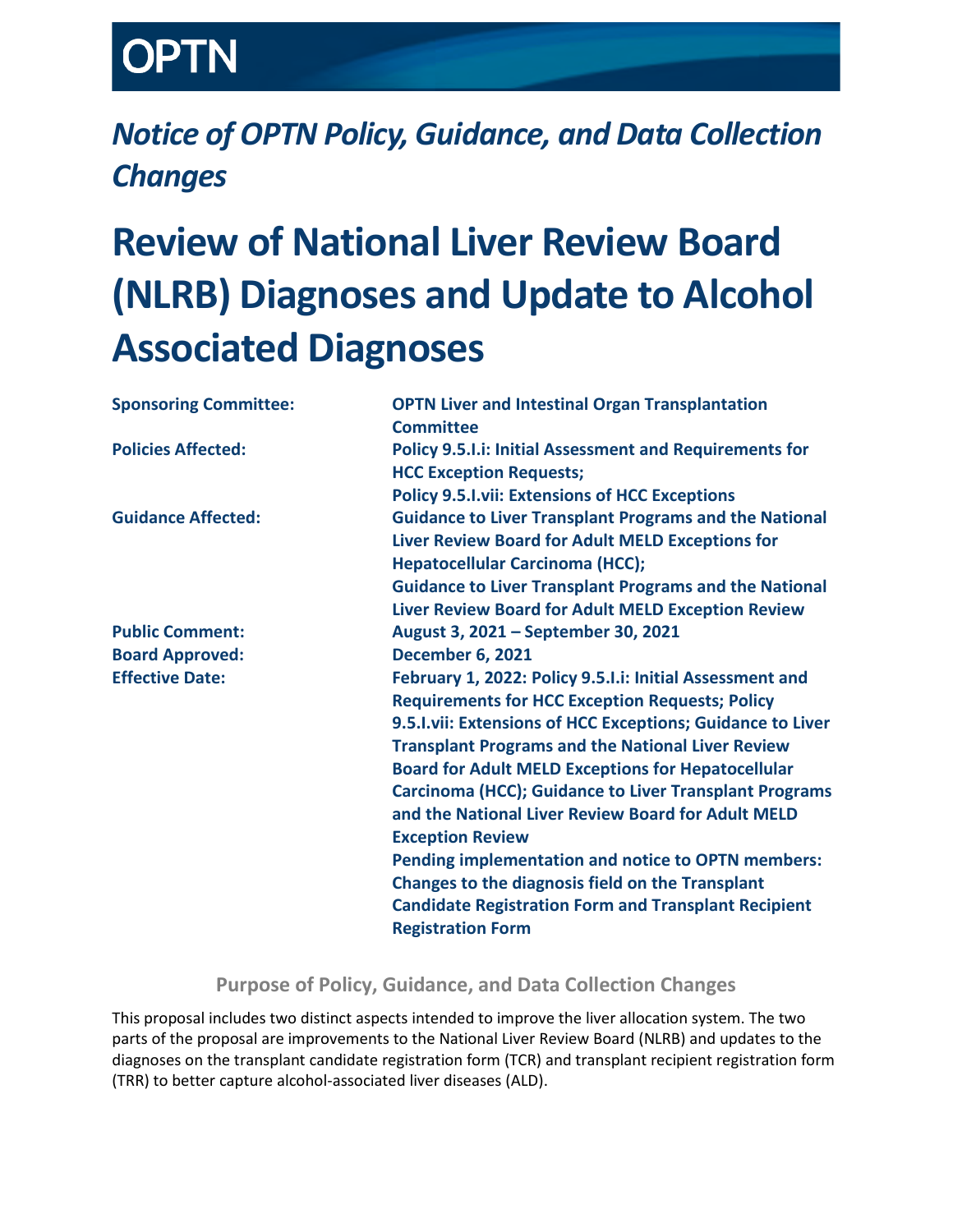OPTN

*Notice of OPTN Policy, Guidance, and Data Collection Changes*

# Review of National Liver Review Board (NLRB) Diagnoses and Update to Alcohol Associated Diagnoses

| | |
|---|---|
| **Sponsoring Committee:** | **OPTN Liver and Intestinal Organ Transplantation Committee** |
| **Policies Affected:** | **Policy 9.5.I.i: Initial Assessment and Requirements for HCC Exception Requests;**<br>**Policy 9.5.I.vii: Extensions of HCC Exceptions** |
| **Guidance Affected:** | **Guidance to Liver Transplant Programs and the National Liver Review Board for Adult MELD Exceptions for Hepatocellular Carcinoma (HCC);**<br>**Guidance to Liver Transplant Programs and the National Liver Review Board for Adult MELD Exception Review** |
| **Public Comment:** | **August 3, 2021 – September 30, 2021** |
| **Board Approved:** | **December 6, 2021** |
| **Effective Date:** | **February 1, 2022: Policy 9.5.I.i: Initial Assessment and Requirements for HCC Exception Requests; Policy 9.5.I.vii: Extensions of HCC Exceptions; Guidance to Liver Transplant Programs and the National Liver Review Board for Adult MELD Exceptions for Hepatocellular Carcinoma (HCC); Guidance to Liver Transplant Programs and the National Liver Review Board for Adult MELD Exception Review**<br>**Pending implementation and notice to OPTN members: Changes to the diagnosis field on the Transplant Candidate Registration Form and Transplant Recipient Registration Form** |

## Purpose of Policy, Guidance, and Data Collection Changes

This proposal includes two distinct aspects intended to improve the liver allocation system. The two parts of the proposal are improvements to the National Liver Review Board (NLRB) and updates to the diagnoses on the transplant candidate registration form (TCR) and transplant recipient registration form (TRR) to better capture alcohol-associated liver diseases (ALD).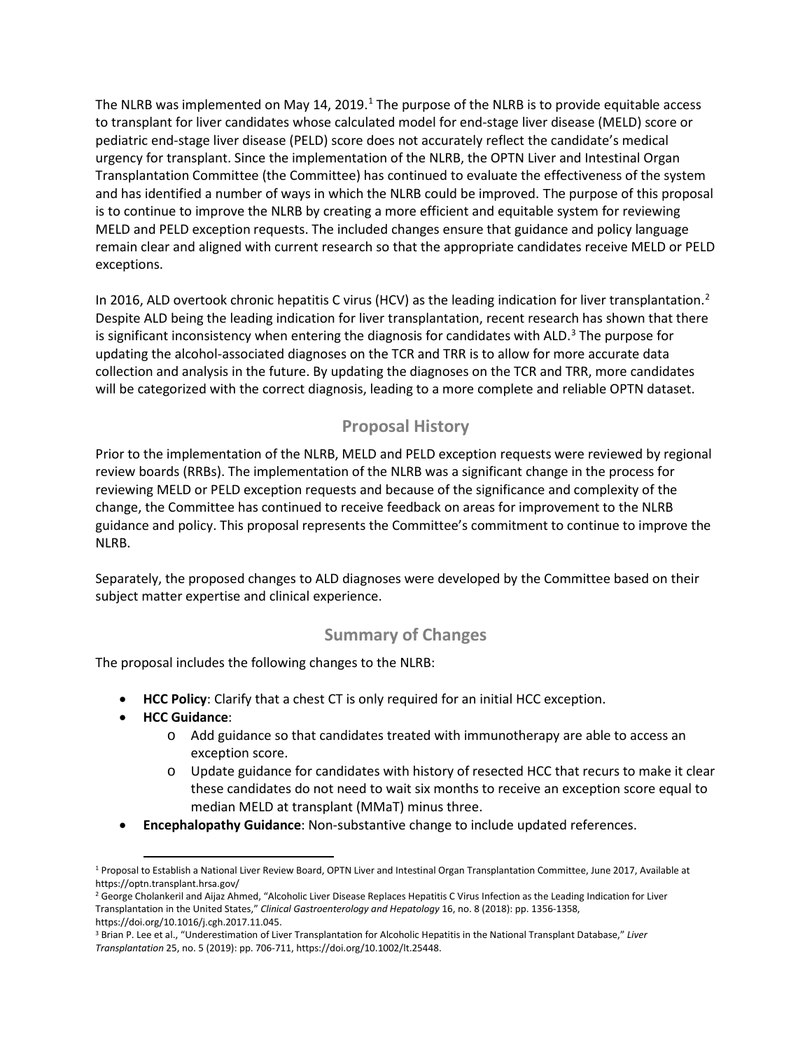The NLRB was implemented on May 14, 2019.[1] The purpose of the NLRB is to provide equitable access to transplant for liver candidates whose calculated model for end-stage liver disease (MELD) score or pediatric end-stage liver disease (PELD) score does not accurately reflect the candidate's medical urgency for transplant. Since the implementation of the NLRB, the OPTN Liver and Intestinal Organ Transplantation Committee (the Committee) has continued to evaluate the effectiveness of the system and has identified a number of ways in which the NLRB could be improved. The purpose of this proposal is to continue to improve the NLRB by creating a more efficient and equitable system for reviewing MELD and PELD exception requests. The included changes ensure that guidance and policy language remain clear and aligned with current research so that the appropriate candidates receive MELD or PELD exceptions.

In 2016, ALD overtook chronic hepatitis C virus (HCV) as the leading indication for liver transplantation.[2] Despite ALD being the leading indication for liver transplantation, recent research has shown that there is significant inconsistency when entering the diagnosis for candidates with ALD.[3] The purpose for updating the alcohol-associated diagnoses on the TCR and TRR is to allow for more accurate data collection and analysis in the future. By updating the diagnoses on the TCR and TRR, more candidates will be categorized with the correct diagnosis, leading to a more complete and reliable OPTN dataset.

## Proposal History

Prior to the implementation of the NLRB, MELD and PELD exception requests were reviewed by regional review boards (RRBs). The implementation of the NLRB was a significant change in the process for reviewing MELD or PELD exception requests and because of the significance and complexity of the change, the Committee has continued to receive feedback on areas for improvement to the NLRB guidance and policy. This proposal represents the Committee's commitment to continue to improve the NLRB.

Separately, the proposed changes to ALD diagnoses were developed by the Committee based on their subject matter expertise and clinical experience.

## Summary of Changes

The proposal includes the following changes to the NLRB:

- **HCC Policy**: Clarify that a chest CT is only required for an initial HCC exception.
- **HCC Guidance**:
  - Add guidance so that candidates treated with immunotherapy are able to access an exception score.
  - Update guidance for candidates with history of resected HCC that recurs to make it clear these candidates do not need to wait six months to receive an exception score equal to median MELD at transplant (MMaT) minus three.
- **Encephalopathy Guidance**: Non-substantive change to include updated references.

---

[1] Proposal to Establish a National Liver Review Board, OPTN Liver and Intestinal Organ Transplantation Committee, June 2017, Available at https://optn.transplant.hrsa.gov/

[2] George Cholankeril and Aijaz Ahmed, "Alcoholic Liver Disease Replaces Hepatitis C Virus Infection as the Leading Indication for Liver Transplantation in the United States," *Clinical Gastroenterology and Hepatology* 16, no. 8 (2018): pp. 1356-1358, https://doi.org/10.1016/j.cgh.2017.11.045.

[3] Brian P. Lee et al., "Underestimation of Liver Transplantation for Alcoholic Hepatitis in the National Transplant Database," *Liver Transplantation* 25, no. 5 (2019): pp. 706-711, https://doi.org/10.1002/lt.25448.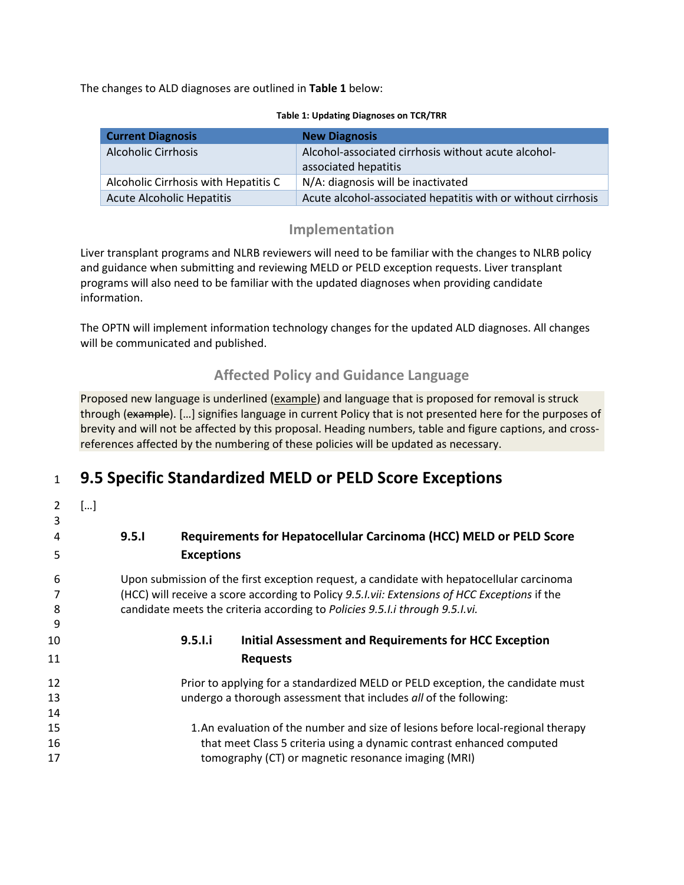The changes to ALD diagnoses are outlined in **Table 1** below:

**Table 1: Updating Diagnoses on TCR/TRR**

| Current Diagnosis | New Diagnosis |
|---|---|
| Alcoholic Cirrhosis | Alcohol-associated cirrhosis without acute alcohol-associated hepatitis |
| Alcoholic Cirrhosis with Hepatitis C | N/A: diagnosis will be inactivated |
| Acute Alcoholic Hepatitis | Acute alcohol-associated hepatitis with or without cirrhosis |

## Implementation

Liver transplant programs and NLRB reviewers will need to be familiar with the changes to NLRB policy and guidance when submitting and reviewing MELD or PELD exception requests. Liver transplant programs will also need to be familiar with the updated diagnoses when providing candidate information.

The OPTN will implement information technology changes for the updated ALD diagnoses. All changes will be communicated and published.

## Affected Policy and Guidance Language

Proposed new language is underlined (<u>example</u>) and language that is proposed for removal is struck through (~~example~~). […] signifies language in current Policy that is not presented here for the purposes of brevity and will not be affected by this proposal. Heading numbers, table and figure captions, and cross-references affected by the numbering of these policies will be updated as necessary.

# 9.5 Specific Standardized MELD or PELD Score Exceptions

[…]

### 9.5.I Requirements for Hepatocellular Carcinoma (HCC) MELD or PELD Score Exceptions

Upon submission of the first exception request, a candidate with hepatocellular carcinoma (HCC) will receive a score according to Policy *9.5.I.vii: Extensions of HCC Exceptions* if the candidate meets the criteria according to *Policies 9.5.I.i through 9.5.I.vi.*

#### 9.5.I.i Initial Assessment and Requirements for HCC Exception Requests

Prior to applying for a standardized MELD or PELD exception, the candidate must undergo a thorough assessment that includes *all* of the following:

1. An evaluation of the number and size of lesions before local-regional therapy that meet Class 5 criteria using a dynamic contrast enhanced computed tomography (CT) or magnetic resonance imaging (MRI)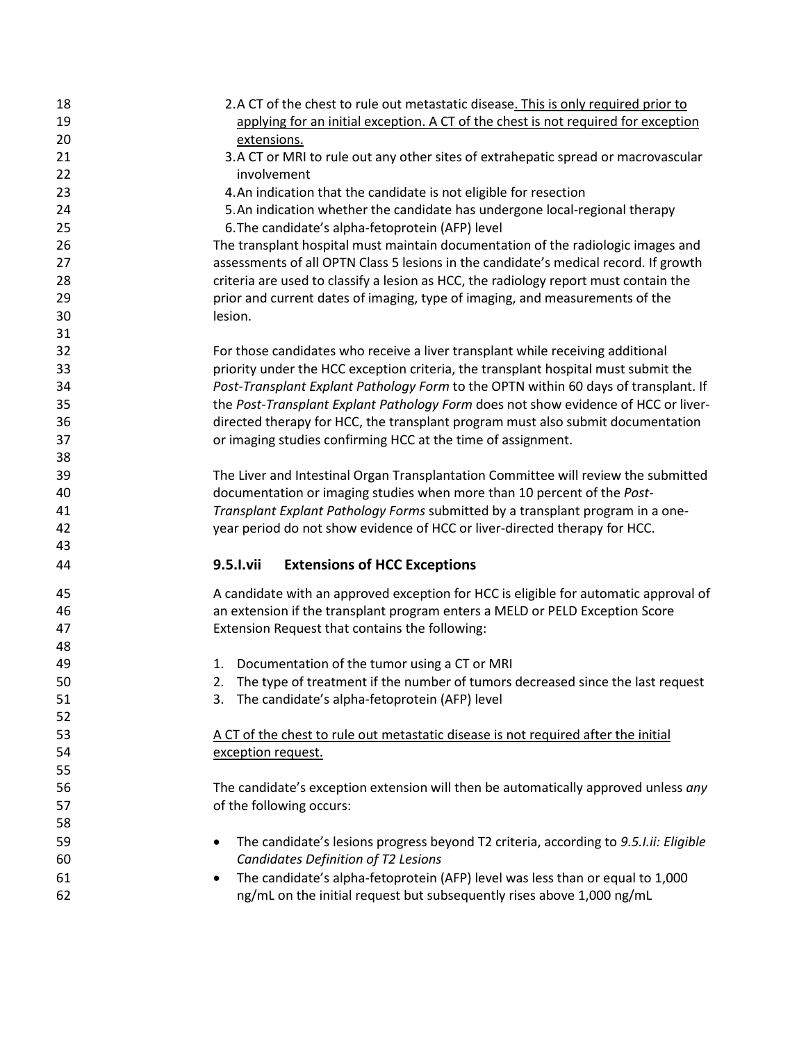2. A CT of the chest to rule out metastatic disease. This is only required prior to applying for an initial exception. A CT of the chest is not required for exception extensions.
3. A CT or MRI to rule out any other sites of extrahepatic spread or macrovascular involvement
4. An indication that the candidate is not eligible for resection
5. An indication whether the candidate has undergone local-regional therapy
6. The candidate's alpha-fetoprotein (AFP) level

The transplant hospital must maintain documentation of the radiologic images and assessments of all OPTN Class 5 lesions in the candidate's medical record. If growth criteria are used to classify a lesion as HCC, the radiology report must contain the prior and current dates of imaging, type of imaging, and measurements of the lesion.

For those candidates who receive a liver transplant while receiving additional priority under the HCC exception criteria, the transplant hospital must submit the *Post-Transplant Explant Pathology Form* to the OPTN within 60 days of transplant. If the *Post-Transplant Explant Pathology Form* does not show evidence of HCC or liver-directed therapy for HCC, the transplant program must also submit documentation or imaging studies confirming HCC at the time of assignment.

The Liver and Intestinal Organ Transplantation Committee will review the submitted documentation or imaging studies when more than 10 percent of the *Post-Transplant Explant Pathology Forms* submitted by a transplant program in a one-year period do not show evidence of HCC or liver-directed therapy for HCC.

### 9.5.I.vii Extensions of HCC Exceptions

A candidate with an approved exception for HCC is eligible for automatic approval of an extension if the transplant program enters a MELD or PELD Exception Score Extension Request that contains the following:

1. Documentation of the tumor using a CT or MRI
2. The type of treatment if the number of tumors decreased since the last request
3. The candidate's alpha-fetoprotein (AFP) level

A CT of the chest to rule out metastatic disease is not required after the initial exception request.

The candidate's exception extension will then be automatically approved unless *any* of the following occurs:

- The candidate's lesions progress beyond T2 criteria, according to *9.5.I.ii: Eligible Candidates Definition of T2 Lesions*
- The candidate's alpha-fetoprotein (AFP) level was less than or equal to 1,000 ng/mL on the initial request but subsequently rises above 1,000 ng/mL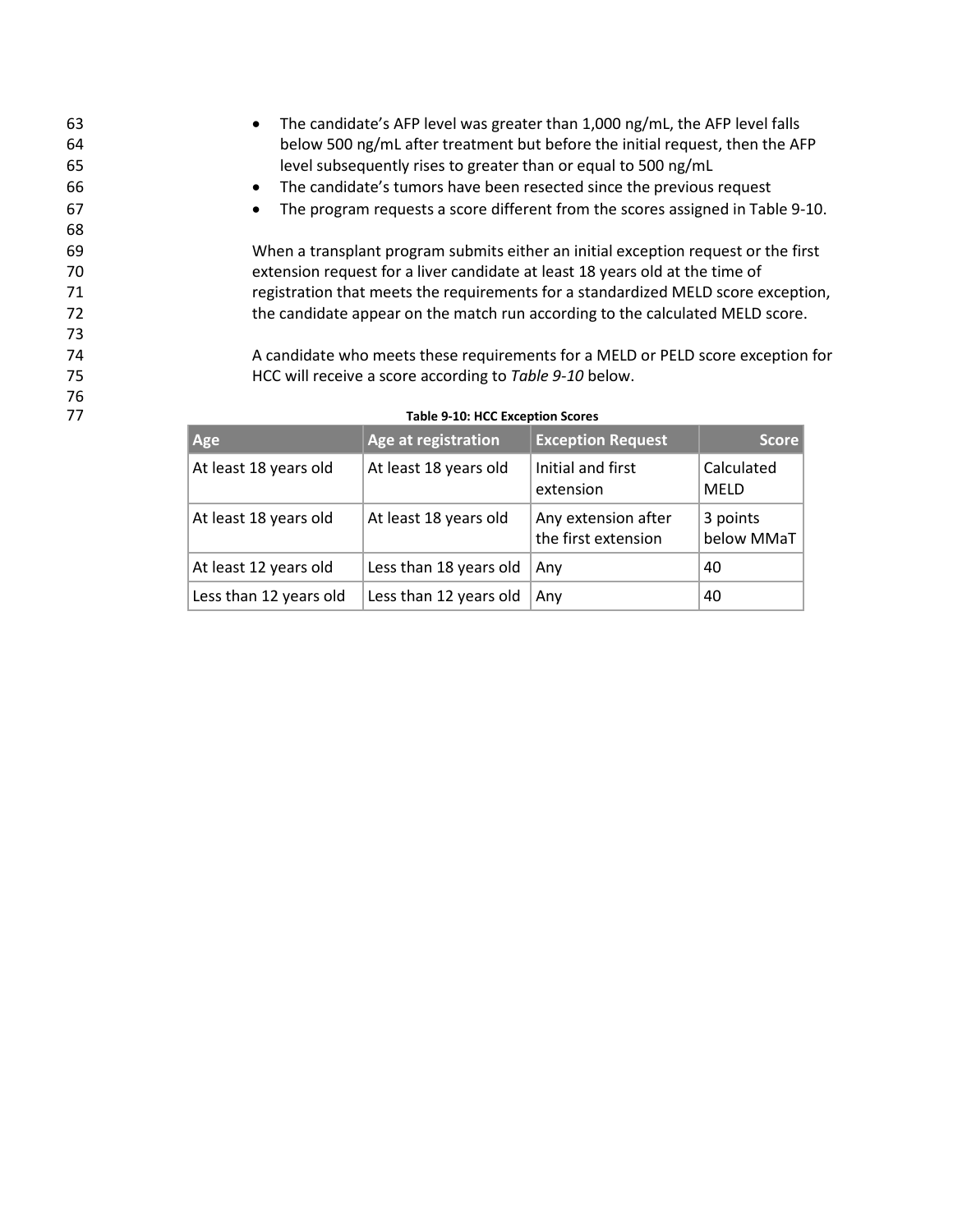- The candidate's AFP level was greater than 1,000 ng/mL, the AFP level falls below 500 ng/mL after treatment but before the initial request, then the AFP level subsequently rises to greater than or equal to 500 ng/mL
- The candidate's tumors have been resected since the previous request
- The program requests a score different from the scores assigned in Table 9-10.

When a transplant program submits either an initial exception request or the first extension request for a liver candidate at least 18 years old at the time of registration that meets the requirements for a standardized MELD score exception, the candidate appear on the match run according to the calculated MELD score.

A candidate who meets these requirements for a MELD or PELD score exception for HCC will receive a score according to *Table 9-10* below.

**Table 9-10: HCC Exception Scores**

| Age | Age at registration | Exception Request | Score |
|---|---|---|---|
| At least 18 years old | At least 18 years old | Initial and first extension | Calculated MELD |
| At least 18 years old | At least 18 years old | Any extension after the first extension | 3 points below MMaT |
| At least 12 years old | Less than 18 years old | Any | 40 |
| Less than 12 years old | Less than 12 years old | Any | 40 |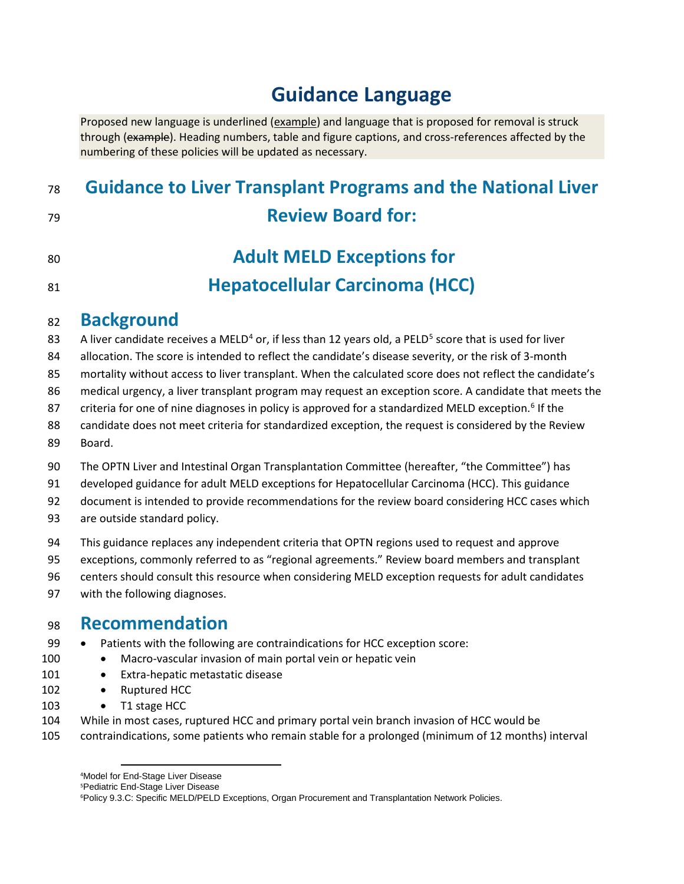# Guidance Language

Proposed new language is underlined (<u>example</u>) and language that is proposed for removal is struck through (~~example~~). Heading numbers, table and figure captions, and cross-references affected by the numbering of these policies will be updated as necessary.

# Guidance to Liver Transplant Programs and the National Liver Review Board for:

# Adult MELD Exceptions for Hepatocellular Carcinoma (HCC)

## Background

A liver candidate receives a MELD[4] or, if less than 12 years old, a PELD[5] score that is used for liver allocation. The score is intended to reflect the candidate's disease severity, or the risk of 3-month mortality without access to liver transplant. When the calculated score does not reflect the candidate's medical urgency, a liver transplant program may request an exception score. A candidate that meets the criteria for one of nine diagnoses in policy is approved for a standardized MELD exception.[6] If the candidate does not meet criteria for standardized exception, the request is considered by the Review Board.

The OPTN Liver and Intestinal Organ Transplantation Committee (hereafter, "the Committee") has developed guidance for adult MELD exceptions for Hepatocellular Carcinoma (HCC). This guidance document is intended to provide recommendations for the review board considering HCC cases which are outside standard policy.

This guidance replaces any independent criteria that OPTN regions used to request and approve exceptions, commonly referred to as "regional agreements." Review board members and transplant centers should consult this resource when considering MELD exception requests for adult candidates with the following diagnoses.

## Recommendation

- Patients with the following are contraindications for HCC exception score:
  - Macro-vascular invasion of main portal vein or hepatic vein
  - Extra-hepatic metastatic disease
  - Ruptured HCC
  - T1 stage HCC

While in most cases, ruptured HCC and primary portal vein branch invasion of HCC would be contraindications, some patients who remain stable for a prolonged (minimum of 12 months) interval

---

[4] Model for End-Stage Liver Disease
[5] Pediatric End-Stage Liver Disease
[6] Policy 9.3.C: Specific MELD/PELD Exceptions, Organ Procurement and Transplantation Network Policies.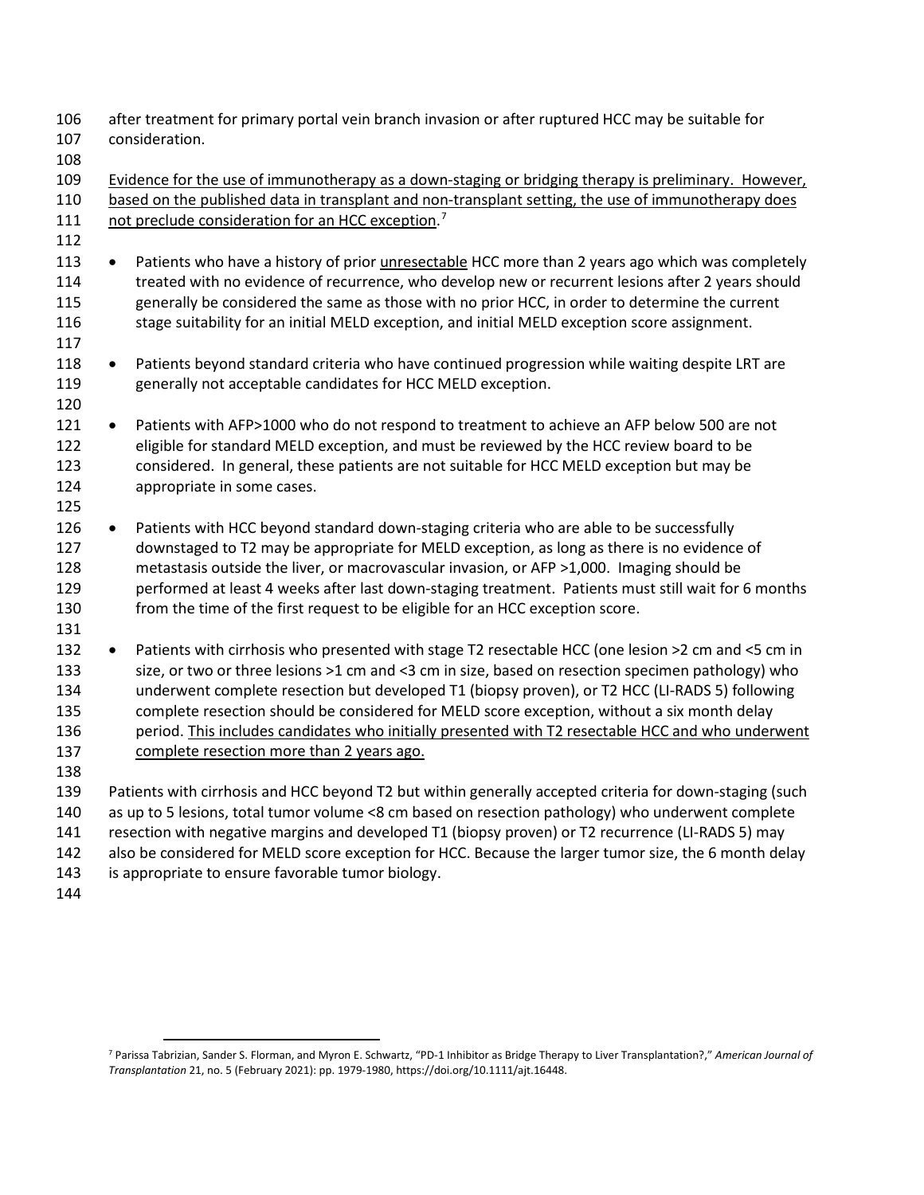after treatment for primary portal vein branch invasion or after ruptured HCC may be suitable for consideration.

<u>Evidence for the use of immunotherapy as a down-staging or bridging therapy is preliminary. However, based on the published data in transplant and non-transplant setting, the use of immunotherapy does not preclude consideration for an HCC exception</u>.[7]

- Patients who have a history of prior <u>unresectable</u> HCC more than 2 years ago which was completely treated with no evidence of recurrence, who develop new or recurrent lesions after 2 years should generally be considered the same as those with no prior HCC, in order to determine the current stage suitability for an initial MELD exception, and initial MELD exception score assignment.

- Patients beyond standard criteria who have continued progression while waiting despite LRT are generally not acceptable candidates for HCC MELD exception.

- Patients with AFP>1000 who do not respond to treatment to achieve an AFP below 500 are not eligible for standard MELD exception, and must be reviewed by the HCC review board to be considered. In general, these patients are not suitable for HCC MELD exception but may be appropriate in some cases.

- Patients with HCC beyond standard down-staging criteria who are able to be successfully downstaged to T2 may be appropriate for MELD exception, as long as there is no evidence of metastasis outside the liver, or macrovascular invasion, or AFP >1,000. Imaging should be performed at least 4 weeks after last down-staging treatment. Patients must still wait for 6 months from the time of the first request to be eligible for an HCC exception score.

- Patients with cirrhosis who presented with stage T2 resectable HCC (one lesion >2 cm and <5 cm in size, or two or three lesions >1 cm and <3 cm in size, based on resection specimen pathology) who underwent complete resection but developed T1 (biopsy proven), or T2 HCC (LI-RADS 5) following complete resection should be considered for MELD score exception, without a six month delay period. <u>This includes candidates who initially presented with T2 resectable HCC and who underwent complete resection more than 2 years ago.</u>

Patients with cirrhosis and HCC beyond T2 but within generally accepted criteria for down-staging (such as up to 5 lesions, total tumor volume <8 cm based on resection pathology) who underwent complete resection with negative margins and developed T1 (biopsy proven) or T2 recurrence (LI-RADS 5) may also be considered for MELD score exception for HCC. Because the larger tumor size, the 6 month delay is appropriate to ensure favorable tumor biology.

---

[7] Parissa Tabrizian, Sander S. Florman, and Myron E. Schwartz, "PD-1 Inhibitor as Bridge Therapy to Liver Transplantation?," *American Journal of Transplantation* 21, no. 5 (February 2021): pp. 1979-1980, https://doi.org/10.1111/ajt.16448.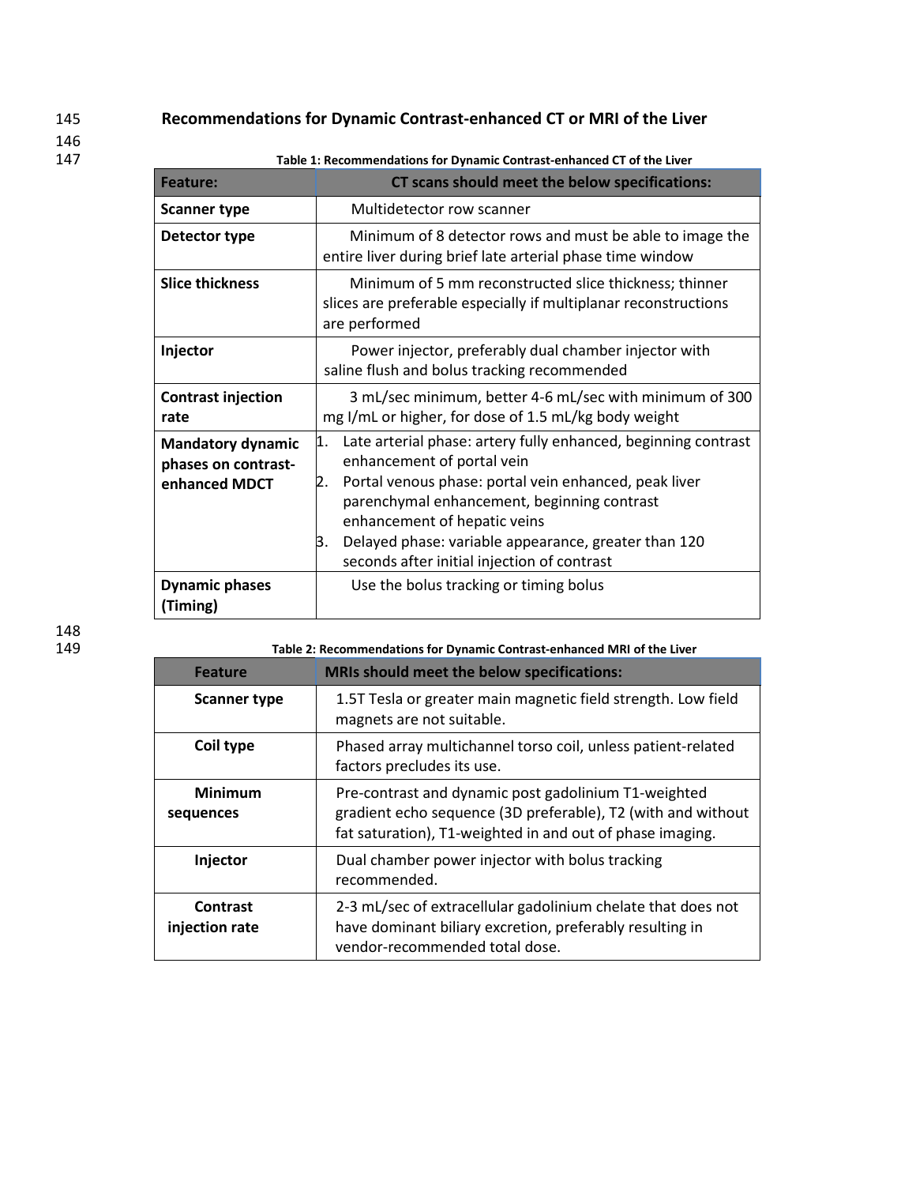## Recommendations for Dynamic Contrast-enhanced CT or MRI of the Liver

**Table 1: Recommendations for Dynamic Contrast-enhanced CT of the Liver**

| Feature: | CT scans should meet the below specifications: |
|---|---|
| **Scanner type** | Multidetector row scanner |
| **Detector type** | Minimum of 8 detector rows and must be able to image the entire liver during brief late arterial phase time window |
| **Slice thickness** | Minimum of 5 mm reconstructed slice thickness; thinner slices are preferable especially if multiplanar reconstructions are performed |
| **Injector** | Power injector, preferably dual chamber injector with saline flush and bolus tracking recommended |
| **Contrast injection rate** | 3 mL/sec minimum, better 4-6 mL/sec with minimum of 300 mg I/mL or higher, for dose of 1.5 mL/kg body weight |
| **Mandatory dynamic phases on contrast-enhanced MDCT** | 1. Late arterial phase: artery fully enhanced, beginning contrast enhancement of portal vein<br>2. Portal venous phase: portal vein enhanced, peak liver parenchymal enhancement, beginning contrast enhancement of hepatic veins<br>3. Delayed phase: variable appearance, greater than 120 seconds after initial injection of contrast |
| **Dynamic phases (Timing)** | Use the bolus tracking or timing bolus |

**Table 2: Recommendations for Dynamic Contrast-enhanced MRI of the Liver**

| Feature | MRIs should meet the below specifications: |
|---|---|
| **Scanner type** | 1.5T Tesla or greater main magnetic field strength. Low field magnets are not suitable. |
| **Coil type** | Phased array multichannel torso coil, unless patient-related factors precludes its use. |
| **Minimum sequences** | Pre-contrast and dynamic post gadolinium T1-weighted gradient echo sequence (3D preferable), T2 (with and without fat saturation), T1-weighted in and out of phase imaging. |
| **Injector** | Dual chamber power injector with bolus tracking recommended. |
| **Contrast injection rate** | 2-3 mL/sec of extracellular gadolinium chelate that does not have dominant biliary excretion, preferably resulting in vendor-recommended total dose. |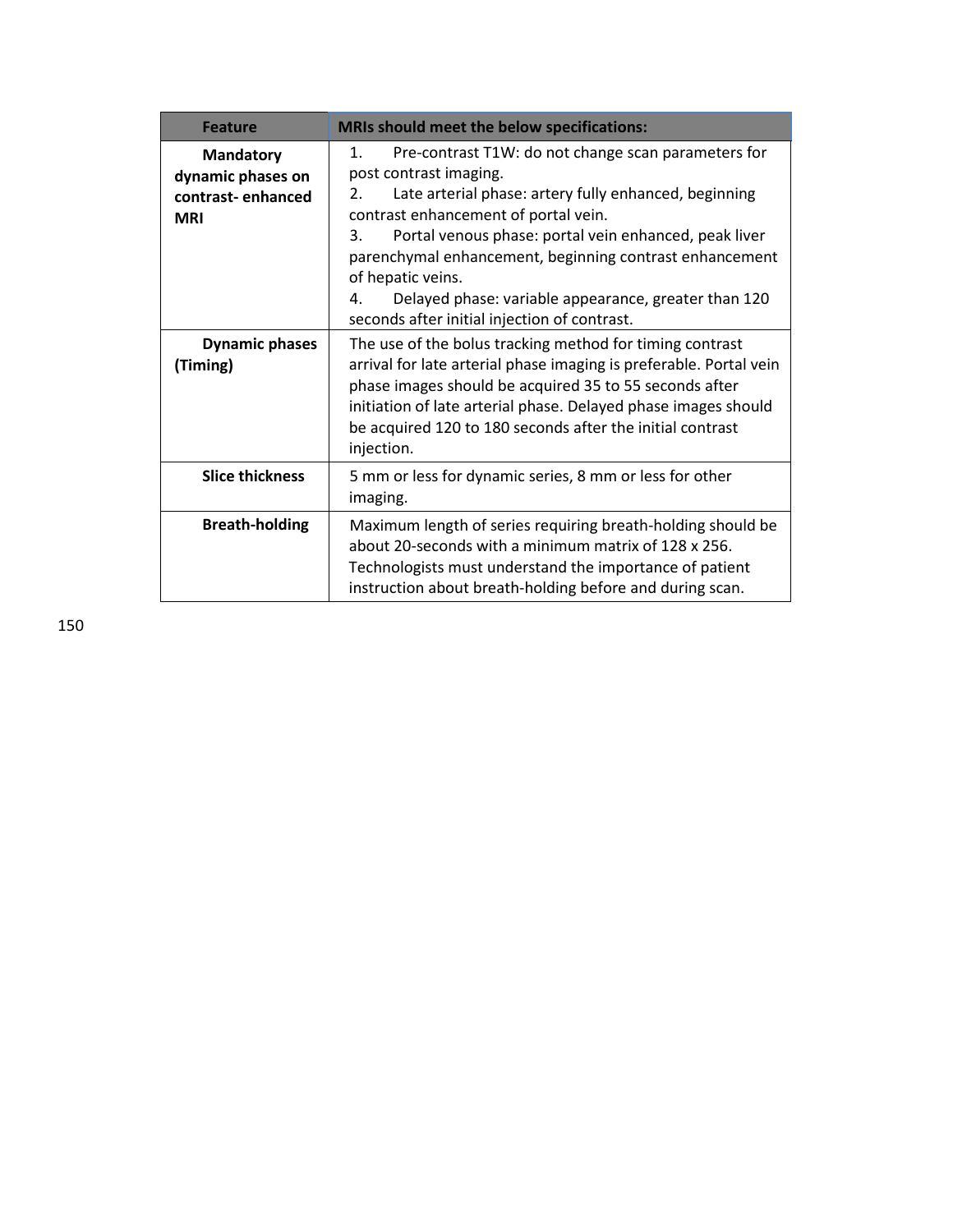| Feature | MRIs should meet the below specifications: |
| --- | --- |
| **Mandatory dynamic phases on contrast- enhanced MRI** | 1. Pre-contrast T1W: do not change scan parameters for post contrast imaging.<br>2. Late arterial phase: artery fully enhanced, beginning contrast enhancement of portal vein.<br>3. Portal venous phase: portal vein enhanced, peak liver parenchymal enhancement, beginning contrast enhancement of hepatic veins.<br>4. Delayed phase: variable appearance, greater than 120 seconds after initial injection of contrast. |
| **Dynamic phases (Timing)** | The use of the bolus tracking method for timing contrast arrival for late arterial phase imaging is preferable. Portal vein phase images should be acquired 35 to 55 seconds after initiation of late arterial phase. Delayed phase images should be acquired 120 to 180 seconds after the initial contrast injection. |
| **Slice thickness** | 5 mm or less for dynamic series, 8 mm or less for other imaging. |
| **Breath-holding** | Maximum length of series requiring breath-holding should be about 20-seconds with a minimum matrix of 128 x 256. Technologists must understand the importance of patient instruction about breath-holding before and during scan. |

150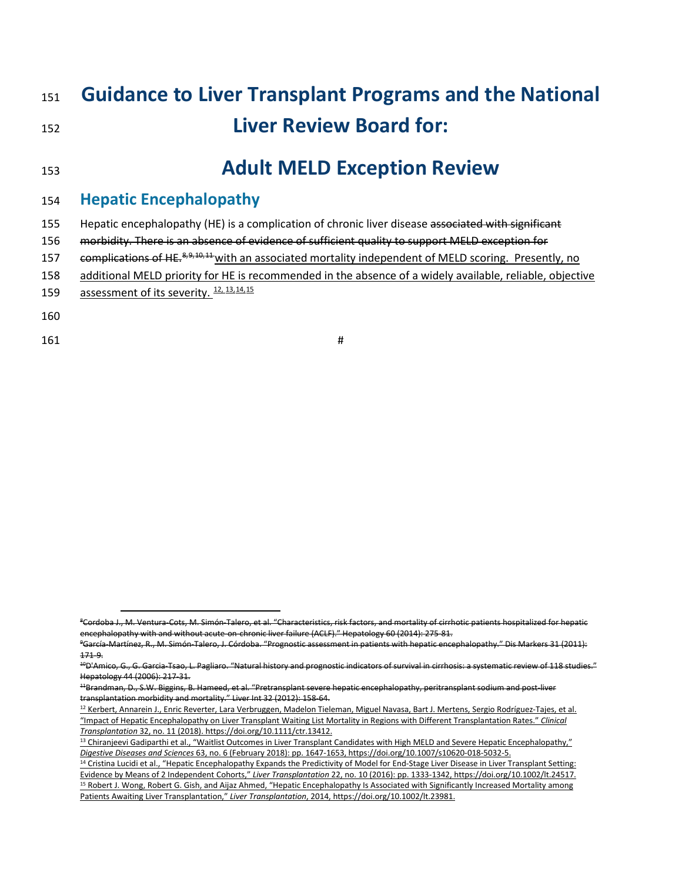# Guidance to Liver Transplant Programs and the National Liver Review Board for:

# Adult MELD Exception Review

## Hepatic Encephalopathy

Hepatic encephalopathy (HE) is a complication of chronic liver disease ~~associated with significant morbidity. There is an absence of evidence of sufficient quality to support MELD exception for complications of HE.~~[8,9,10,11] with an associated mortality independent of MELD scoring. Presently, no additional MELD priority for HE is recommended in the absence of a widely available, reliable, objective assessment of its severity.[12,13,14,15]

#

---

~~[8] Cordoba J., M. Ventura-Cots, M. Simón-Talero, et al. "Characteristics, risk factors, and mortality of cirrhotic patients hospitalized for hepatic encephalopathy with and without acute-on-chronic liver failure (ACLF)." Hepatology 60 (2014): 275-81.~~

~~[9] García-Martínez, R., M. Simón-Talero, J. Córdoba. "Prognostic assessment in patients with hepatic encephalopathy." Dis Markers 31 (2011): 171-9.~~

~~[10] D'Amico, G., G. Garcia-Tsao, L. Pagliaro. "Natural history and prognostic indicators of survival in cirrhosis: a systematic review of 118 studies." Hepatology 44 (2006): 217-31.~~

~~[11] Brandman, D., S.W. Biggins, B. Hameed, et al. "Pretransplant severe hepatic encephalopathy, peritransplant sodium and post-liver transplantation morbidity and mortality." Liver Int 32 (2012): 158-64.~~

[12] Kerbert, Annarein J., Enric Reverter, Lara Verbruggen, Madelon Tieleman, Miguel Navasa, Bart J. Mertens, Sergio Rodríguez-Tajes, et al. "Impact of Hepatic Encephalopathy on Liver Transplant Waiting List Mortality in Regions with Different Transplantation Rates." *Clinical Transplantation* 32, no. 11 (2018). https://doi.org/10.1111/ctr.13412.

[13] Chiranjeevi Gadiparthi et al., "Waitlist Outcomes in Liver Transplant Candidates with High MELD and Severe Hepatic Encephalopathy," *Digestive Diseases and Sciences* 63, no. 6 (February 2018): pp. 1647-1653, https://doi.org/10.1007/s10620-018-5032-5.

[14] Cristina Lucidi et al., "Hepatic Encephalopathy Expands the Predictivity of Model for End-Stage Liver Disease in Liver Transplant Setting: Evidence by Means of 2 Independent Cohorts," *Liver Transplantation* 22, no. 10 (2016): pp. 1333-1342, https://doi.org/10.1002/lt.24517.

[15] Robert J. Wong, Robert G. Gish, and Aijaz Ahmed, "Hepatic Encephalopathy Is Associated with Significantly Increased Mortality among Patients Awaiting Liver Transplantation," *Liver Transplantation*, 2014, https://doi.org/10.1002/lt.23981.